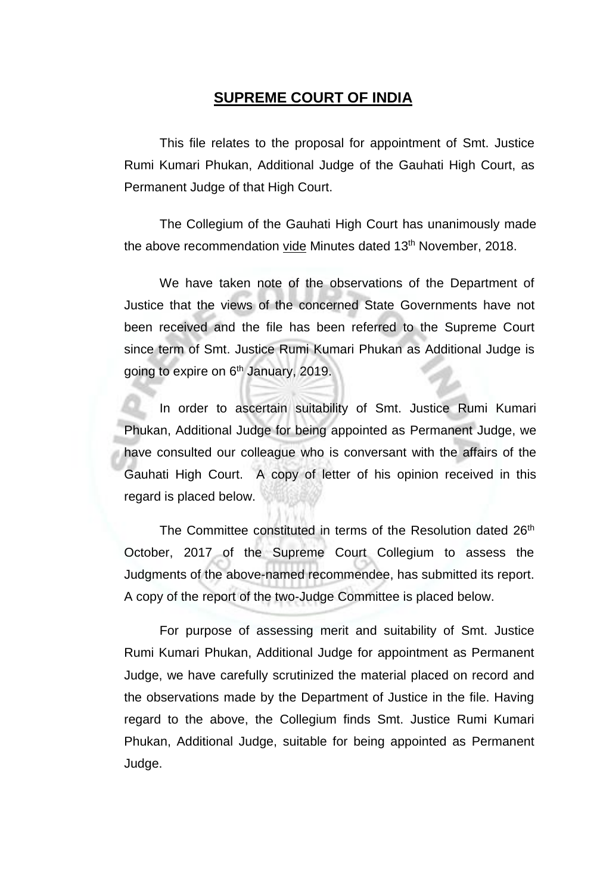# SUPREME COURT OF INDIA

This file relates to the proposal for appointment of Smt. Justice Rumi Kumari Phukan, Additional Judge of the Gauhati High Court, as Permanent Judge of that High Court.

The Collegium of the Gauhati High Court has unanimously made the above recommendation vide Minutes dated 13th November, 2018.

We have taken note of the observations of the Department of Justice that the views of the concerned State Governments have not been received and the file has been referred to the Supreme Court since term of Smt. Justice Rumi Kumari Phukan as Additional Judge is going to expire on 6th January, 2019.

In order to ascertain suitability of Smt. Justice Rumi Kumari Phukan, Additional Judge for being appointed as Permanent Judge, we have consulted our colleague who is conversant with the affairs of the Gauhati High Court. A copy of letter of his opinion received in this regard is placed below.

The Committee constituted in terms of the Resolution dated 26th October, 2017 of the Supreme Court Collegium to assess the Judgments of the above-named recommendee, has submitted its report. A copy of the report of the two-Judge Committee is placed below.

For purpose of assessing merit and suitability of Smt. Justice Rumi Kumari Phukan, Additional Judge for appointment as Permanent Judge, we have carefully scrutinized the material placed on record and the observations made by the Department of Justice in the file. Having regard to the above, the Collegium finds Smt. Justice Rumi Kumari Phukan, Additional Judge, suitable for being appointed as Permanent Judge.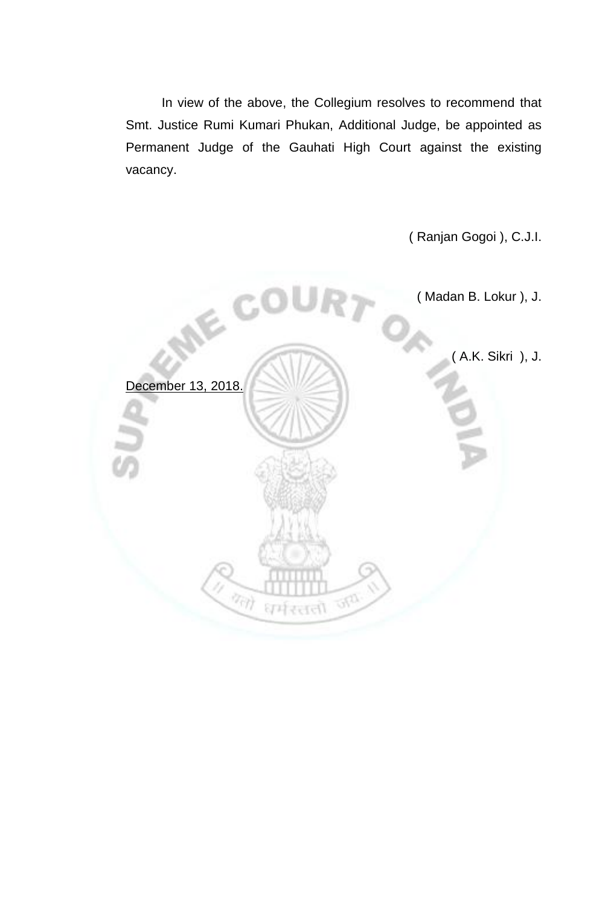In view of the above, the Collegium resolves to recommend that Smt. Justice Rumi Kumari Phukan, Additional Judge, be appointed as Permanent Judge of the Gauhati High Court against the existing vacancy.

( Ranjan Gogoi ), C.J.I.

( Madan B. Lokur ), J.

( A.K. Sikri ), J.

December 13, 2018.